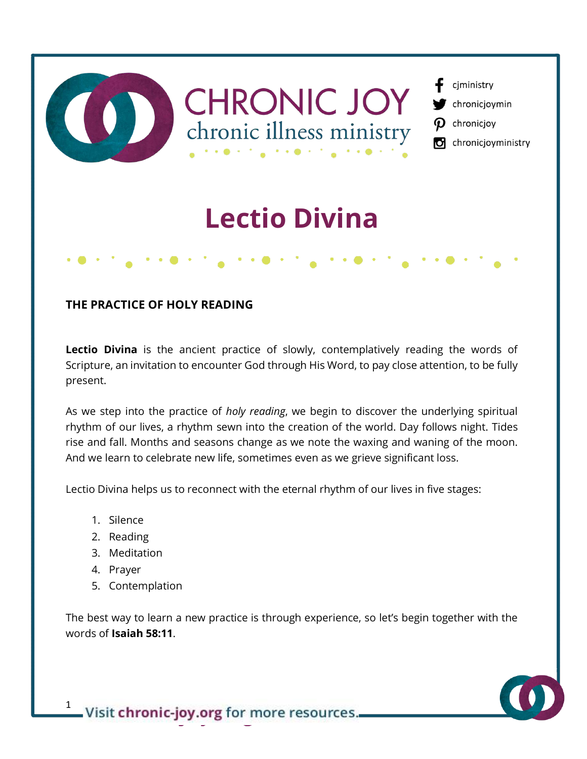CHRONIC JOY
chronic illness ministry

cjministry
chronicjoymin
chronicjoy
chronicjoyministry

# Lectio Divina

**THE PRACTICE OF HOLY READING**

**Lectio Divina** is the ancient practice of slowly, contemplatively reading the words of Scripture, an invitation to encounter God through His Word, to pay close attention, to be fully present.

As we step into the practice of *holy reading*, we begin to discover the underlying spiritual rhythm of our lives, a rhythm sewn into the creation of the world. Day follows night. Tides rise and fall. Months and seasons change as we note the waxing and waning of the moon. And we learn to celebrate new life, sometimes even as we grieve significant loss.

Lectio Divina helps us to reconnect with the eternal rhythm of our lives in five stages:

1. Silence
2. Reading
3. Meditation
4. Prayer
5. Contemplation

The best way to learn a new practice is through experience, so let's begin together with the words of **Isaiah 58:11**.

Visit chronic-joy.org for more resources.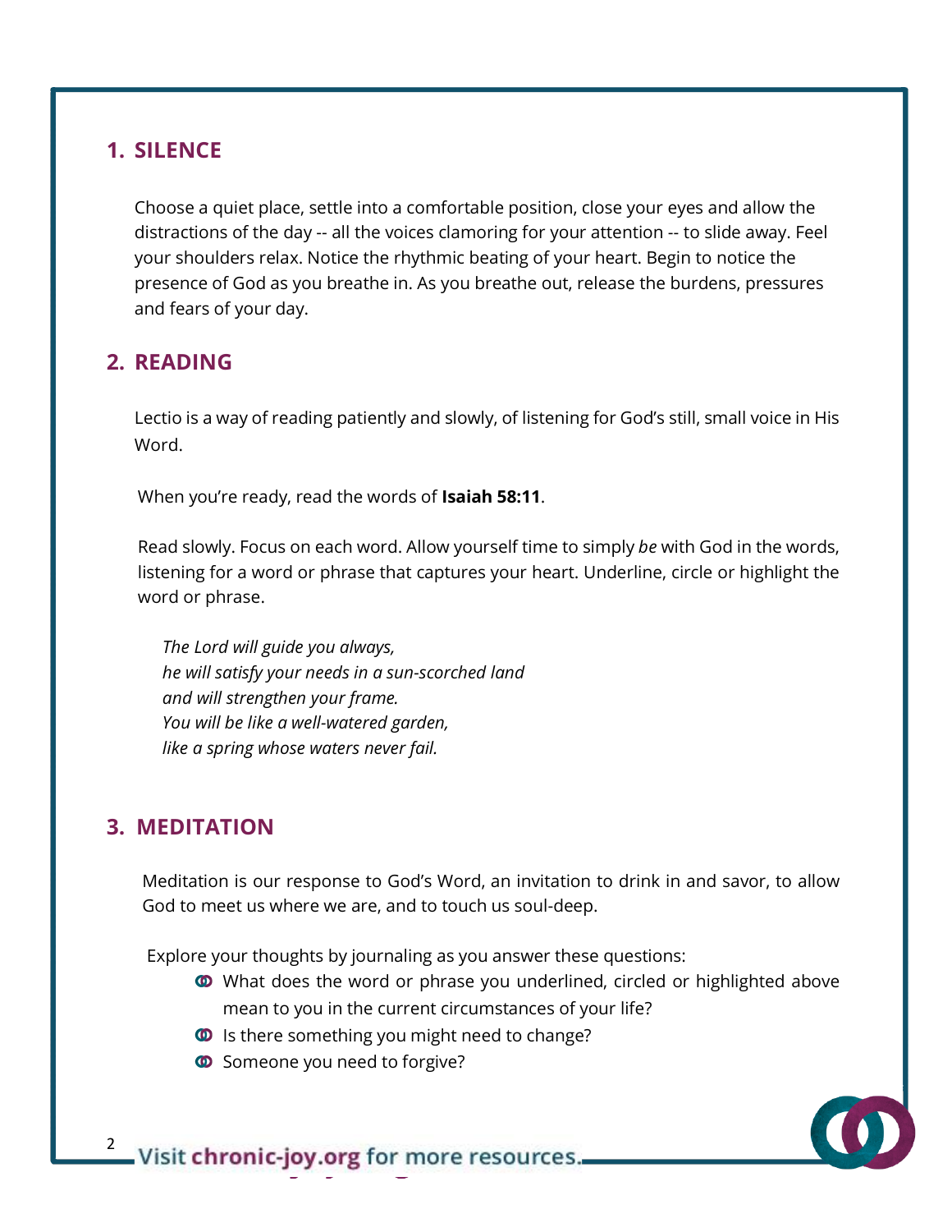## 1. SILENCE

Choose a quiet place, settle into a comfortable position, close your eyes and allow the distractions of the day -- all the voices clamoring for your attention -- to slide away. Feel your shoulders relax. Notice the rhythmic beating of your heart. Begin to notice the presence of God as you breathe in. As you breathe out, release the burdens, pressures and fears of your day.

## 2. READING

Lectio is a way of reading patiently and slowly, of listening for God's still, small voice in His Word.

When you're ready, read the words of **Isaiah 58:11**.

Read slowly. Focus on each word. Allow yourself time to simply *be* with God in the words, listening for a word or phrase that captures your heart. Underline, circle or highlight the word or phrase.

*The Lord will guide you always,*
*he will satisfy your needs in a sun-scorched land*
*and will strengthen your frame.*
*You will be like a well-watered garden,*
*like a spring whose waters never fail.*

## 3. MEDITATION

Meditation is our response to God's Word, an invitation to drink in and savor, to allow God to meet us where we are, and to touch us soul-deep.

Explore your thoughts by journaling as you answer these questions:

- What does the word or phrase you underlined, circled or highlighted above mean to you in the current circumstances of your life?
- Is there something you might need to change?
- Someone you need to forgive?

Visit **chronic-joy.org** for more resources.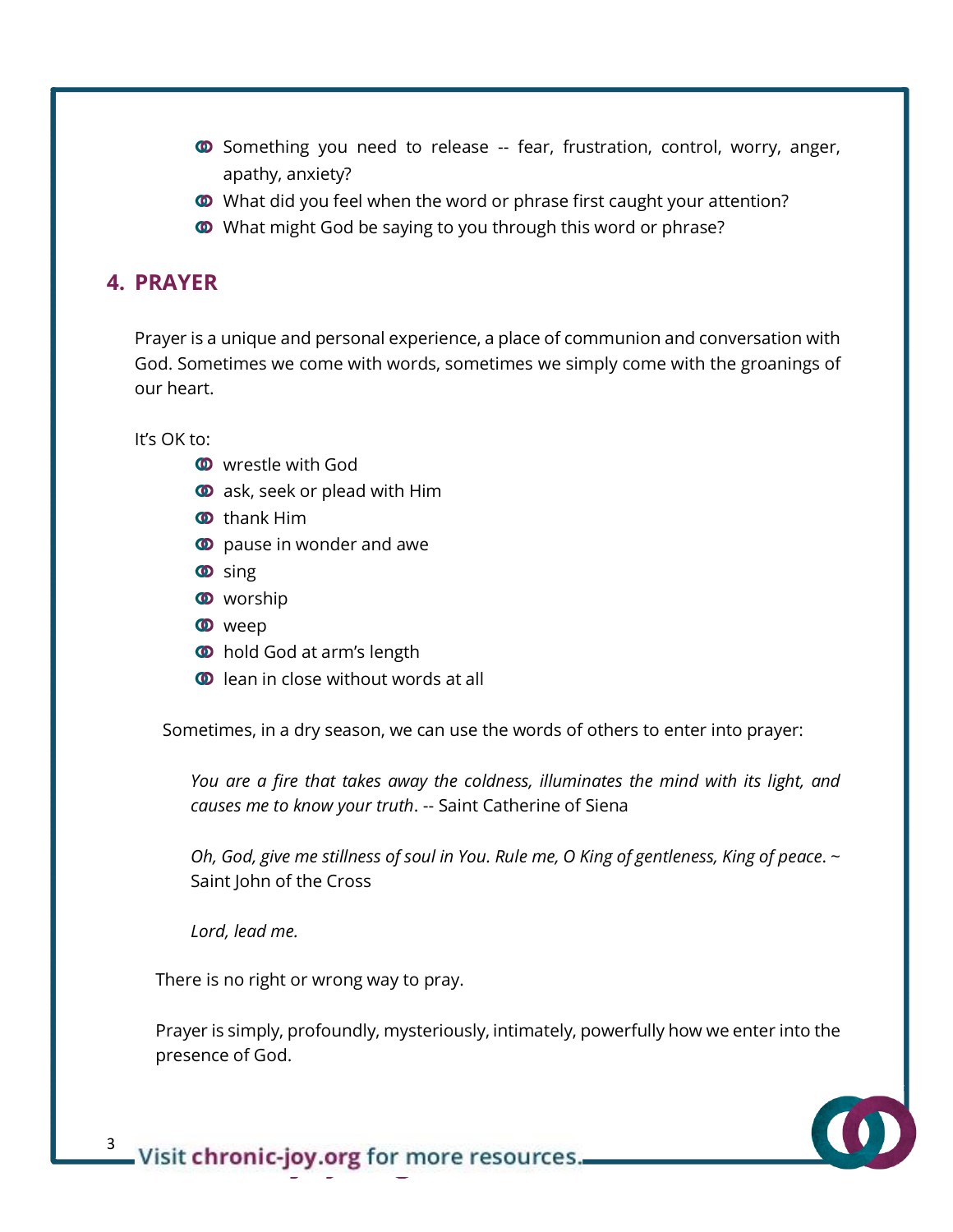- Something you need to release -- fear, frustration, control, worry, anger, apathy, anxiety?
- What did you feel when the word or phrase first caught your attention?
- What might God be saying to you through this word or phrase?

## 4. PRAYER

Prayer is a unique and personal experience, a place of communion and conversation with God. Sometimes we come with words, sometimes we simply come with the groanings of our heart.

It's OK to:

- wrestle with God
- ask, seek or plead with Him
- thank Him
- pause in wonder and awe
- sing
- worship
- weep
- hold God at arm's length
- lean in close without words at all

Sometimes, in a dry season, we can use the words of others to enter into prayer:

*You are a fire that takes away the coldness, illuminates the mind with its light, and causes me to know your truth*. -- Saint Catherine of Siena

*Oh, God, give me stillness of soul in You. Rule me, O King of gentleness, King of peace*. ~ Saint John of the Cross

*Lord, lead me.*

There is no right or wrong way to pray.

Prayer is simply, profoundly, mysteriously, intimately, powerfully how we enter into the presence of God.

Visit **chronic-joy.org** for more resources.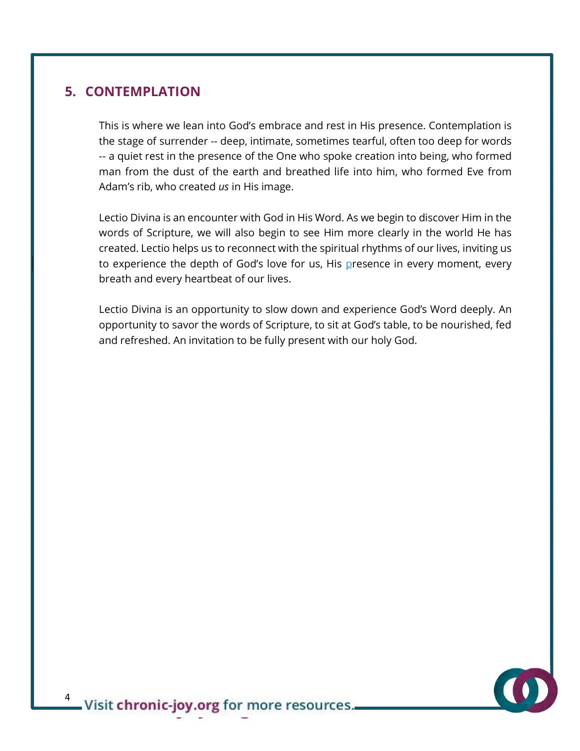## 5. CONTEMPLATION

This is where we lean into God's embrace and rest in His presence. Contemplation is the stage of surrender -- deep, intimate, sometimes tearful, often too deep for words -- a quiet rest in the presence of the One who spoke creation into being, who formed man from the dust of the earth and breathed life into him, who formed Eve from Adam's rib, who created *us* in His image.

Lectio Divina is an encounter with God in His Word. As we begin to discover Him in the words of Scripture, we will also begin to see Him more clearly in the world He has created. Lectio helps us to reconnect with the spiritual rhythms of our lives, inviting us to experience the depth of God's love for us, His presence in every moment, every breath and every heartbeat of our lives.

Lectio Divina is an opportunity to slow down and experience God's Word deeply. An opportunity to savor the words of Scripture, to sit at God's table, to be nourished, fed and refreshed. An invitation to be fully present with our holy God.

Visit **chronic-joy.org** for more resources.